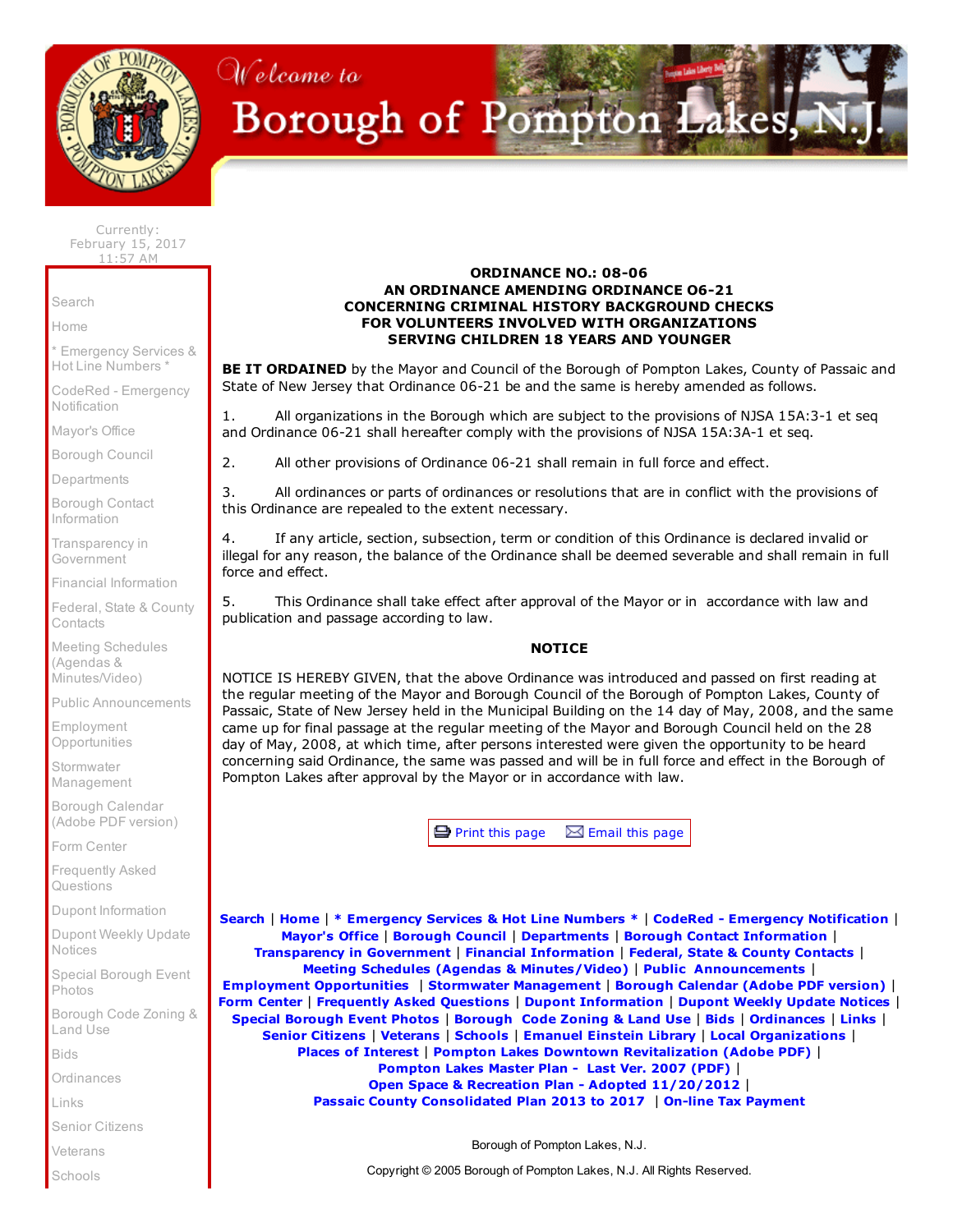Welcome to

# Borough of Pompton Lakes, N.J.

Currently:
February 15, 2017
11:57 AM

Search
Home
* Emergency Services & Hot Line Numbers *
CodeRed - Emergency Notification
Mayor's Office
Borough Council
Departments
Borough Contact Information
Transparency in Government
Financial Information
Federal, State & County Contacts
Meeting Schedules (Agendas & Minutes/Video)
Public Announcements
Employment Opportunities
Stormwater Management
Borough Calendar (Adobe PDF version)
Form Center
Frequently Asked Questions
Dupont Information
Dupont Weekly Update Notices
Special Borough Event Photos
Borough Code Zoning & Land Use
Bids
Ordinances
Links
Senior Citizens
Veterans
Schools

## ORDINANCE NO.: 08-06
## AN ORDINANCE AMENDING ORDINANCE O6-21 CONCERNING CRIMINAL HISTORY BACKGROUND CHECKS FOR VOLUNTEERS INVOLVED WITH ORGANIZATIONS SERVING CHILDREN 18 YEARS AND YOUNGER

**BE IT ORDAINED** by the Mayor and Council of the Borough of Pompton Lakes, County of Passaic and State of New Jersey that Ordinance 06-21 be and the same is hereby amended as follows.

1. All organizations in the Borough which are subject to the provisions of NJSA 15A:3-1 et seq and Ordinance 06-21 shall hereafter comply with the provisions of NJSA 15A:3A-1 et seq.

2. All other provisions of Ordinance 06-21 shall remain in full force and effect.

3. All ordinances or parts of ordinances or resolutions that are in conflict with the provisions of this Ordinance are repealed to the extent necessary.

4. If any article, section, subsection, term or condition of this Ordinance is declared invalid or illegal for any reason, the balance of the Ordinance shall be deemed severable and shall remain in full force and effect.

5. This Ordinance shall take effect after approval of the Mayor or in accordance with law and publication and passage according to law.

## NOTICE

NOTICE IS HEREBY GIVEN, that the above Ordinance was introduced and passed on first reading at the regular meeting of the Mayor and Borough Council of the Borough of Pompton Lakes, County of Passaic, State of New Jersey held in the Municipal Building on the 14 day of May, 2008, and the same came up for final passage at the regular meeting of the Mayor and Borough Council held on the 28 day of May, 2008, at which time, after persons interested were given the opportunity to be heard concerning said Ordinance, the same was passed and will be in full force and effect in the Borough of Pompton Lakes after approval by the Mayor or in accordance with law.

Print this page | Email this page

**Search** | **Home** | **\* Emergency Services & Hot Line Numbers \*** | **CodeRed - Emergency Notification** | **Mayor's Office** | **Borough Council** | **Departments** | **Borough Contact Information** | **Transparency in Government** | **Financial Information** | **Federal, State & County Contacts** | **Meeting Schedules (Agendas & Minutes/Video)** | **Public Announcements** | **Employment Opportunities** | **Stormwater Management** | **Borough Calendar (Adobe PDF version)** | **Form Center** | **Frequently Asked Questions** | **Dupont Information** | **Dupont Weekly Update Notices** | **Special Borough Event Photos** | **Borough Code Zoning & Land Use** | **Bids** | **Ordinances** | **Links** | **Senior Citizens** | **Veterans** | **Schools** | **Emanuel Einstein Library** | **Local Organizations** | **Places of Interest** | **Pompton Lakes Downtown Revitalization (Adobe PDF)** | **Pompton Lakes Master Plan - Last Ver. 2007 (PDF)** | **Open Space & Recreation Plan - Adopted 11/20/2012** | **Passaic County Consolidated Plan 2013 to 2017** | **On-line Tax Payment**

Borough of Pompton Lakes, N.J.

Copyright © 2005 Borough of Pompton Lakes, N.J. All Rights Reserved.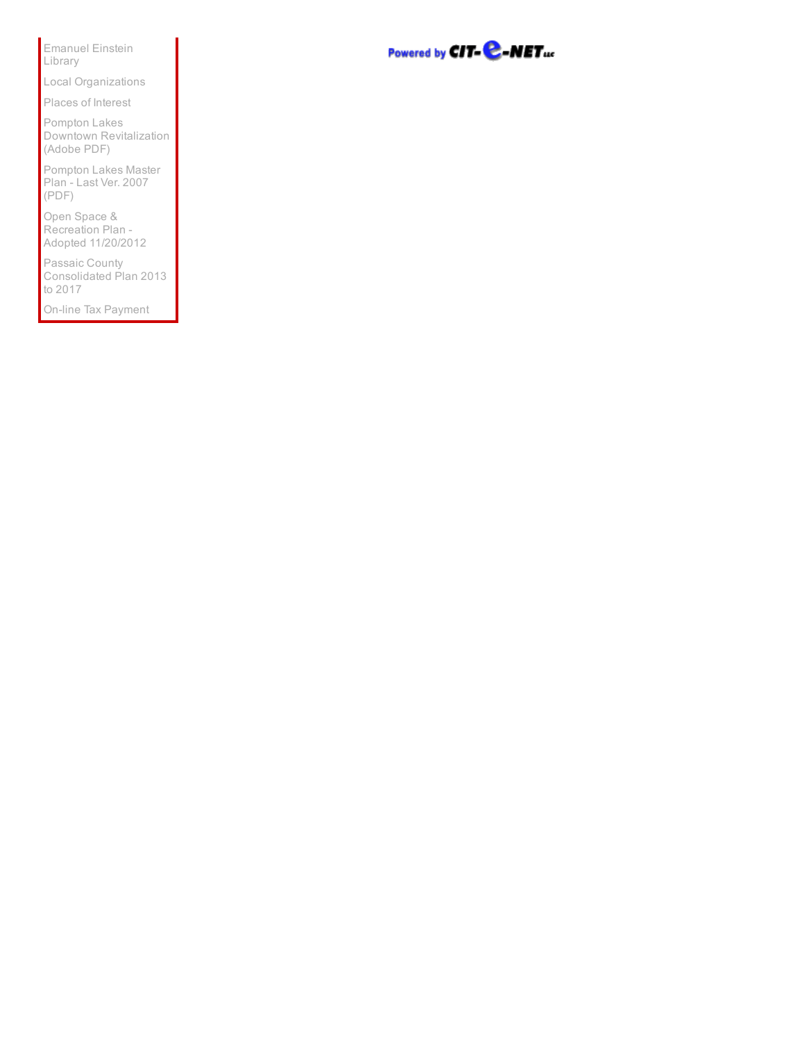- Emanuel Einstein Library
- Local Organizations
- Places of Interest
- Pompton Lakes Downtown Revitalization (Adobe PDF)
- Pompton Lakes Master Plan - Last Ver. 2007 (PDF)
- Open Space & Recreation Plan - Adopted 11/20/2012
- Passaic County Consolidated Plan 2013 to 2017
- On-line Tax Payment

Powered by CIT-e-NET LLC